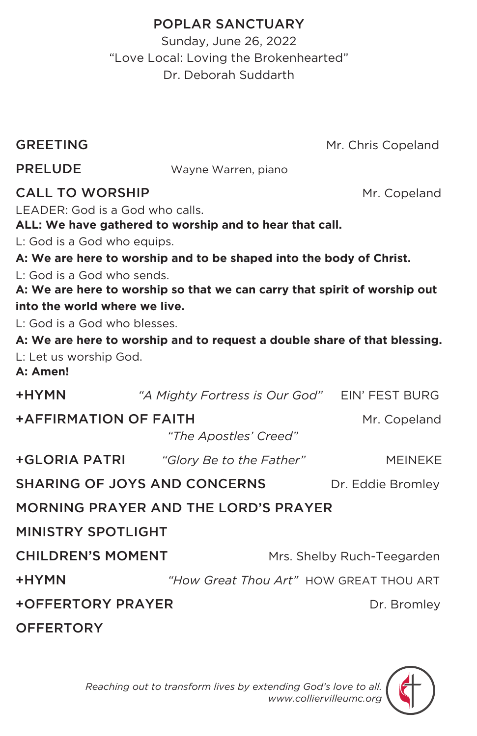# POPLAR SANCTUARY

Sunday, June 26, 2022

"Love Local: Loving the Brokenhearted"

Dr. Deborah Suddarth

**GREETING** — Mr. Chris Copeland

**PRELUDE** — Wayne Warren, piano

**CALL TO WORSHIP** — Mr. Copeland

LEADER: God is a God who calls.

**ALL: We have gathered to worship and to hear that call.**

L: God is a God who equips.

**A: We are here to worship and to be shaped into the body of Christ.**

L: God is a God who sends.

**A: We are here to worship so that we can carry that spirit of worship out into the world where we live.**

L: God is a God who blesses.

**A: We are here to worship and to request a double share of that blessing.**

L: Let us worship God.

**A: Amen!**

**+HYMN** — *"A Mighty Fortress is Our God"* — EIN' FEST BURG

**+AFFIRMATION OF FAITH** — Mr. Copeland

*"The Apostles' Creed"*

**+GLORIA PATRI** — *"Glory Be to the Father"* — MEINEKE

**SHARING OF JOYS AND CONCERNS** — Dr. Eddie Bromley

**MORNING PRAYER AND THE LORD'S PRAYER**

**MINISTRY SPOTLIGHT**

**CHILDREN'S MOMENT** — Mrs. Shelby Ruch-Teegarden

**+HYMN** — *"How Great Thou Art"* — HOW GREAT THOU ART

**+OFFERTORY PRAYER** — Dr. Bromley

**OFFERTORY**

*Reaching out to transform lives by extending God's love to all.*

*www.collierville umc.org*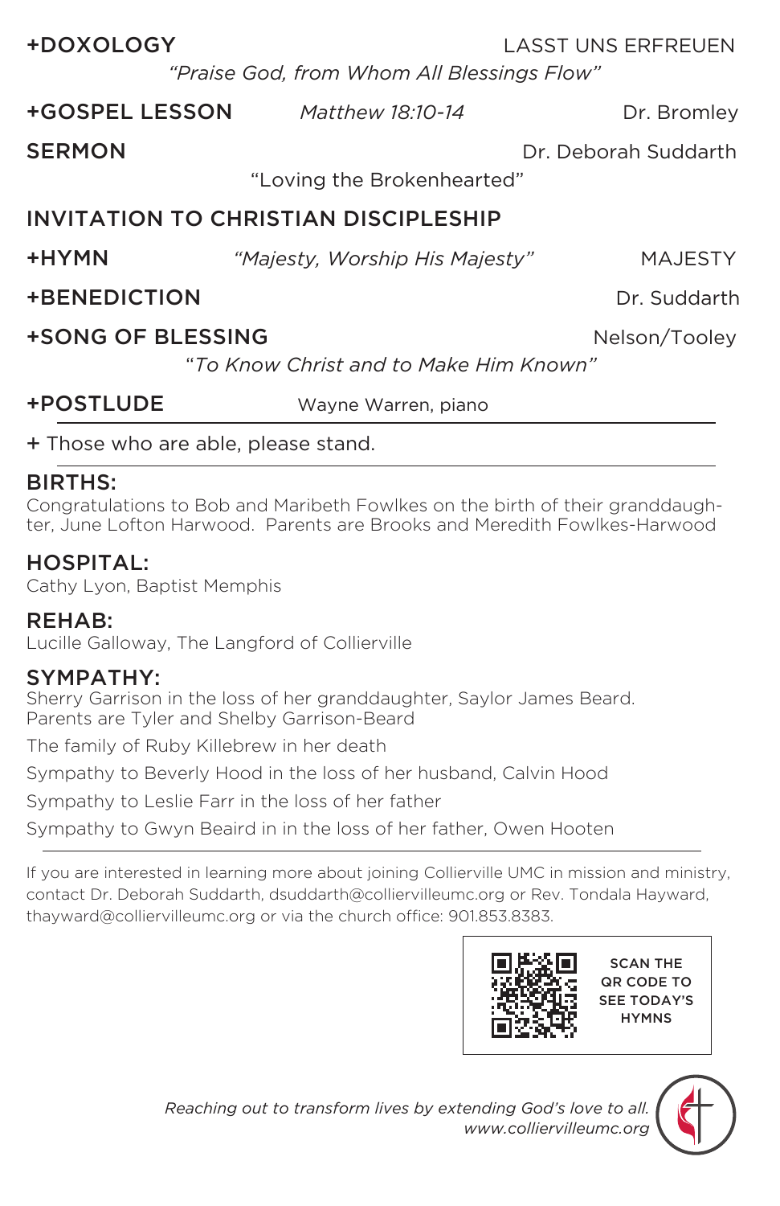**+DOXOLOGY** LASST UNS ERFREUEN

*"Praise God, from Whom All Blessings Flow"*

**+GOSPEL LESSON** *Matthew 18:10-14* Dr. Bromley

**SERMON** Dr. Deborah Suddarth

"Loving the Brokenhearted"

**INVITATION TO CHRISTIAN DISCIPLESHIP**

**+HYMN** *"Majesty, Worship His Majesty"* MAJESTY

**+BENEDICTION** Dr. Suddarth

**+SONG OF BLESSING** Nelson/Tooley

*"To Know Christ and to Make Him Known"*

**+POSTLUDE** Wayne Warren, piano

+ Those who are able, please stand.

## BIRTHS:

Congratulations to Bob and Maribeth Fowlkes on the birth of their granddaughter, June Lofton Harwood. Parents are Brooks and Meredith Fowlkes-Harwood

## HOSPITAL:

Cathy Lyon, Baptist Memphis

## REHAB:

Lucille Galloway, The Langford of Collierville

## SYMPATHY:

Sherry Garrison in the loss of her granddaughter, Saylor James Beard. Parents are Tyler and Shelby Garrison-Beard

The family of Ruby Killebrew in her death

Sympathy to Beverly Hood in the loss of her husband, Calvin Hood

Sympathy to Leslie Farr in the loss of her father

Sympathy to Gwyn Beaird in in the loss of her father, Owen Hooten

If you are interested in learning more about joining Collierville UMC in mission and ministry, contact Dr. Deborah Suddarth, dsuddarth@colliervilleumc.org or Rev. Tondala Hayward, thayward@colliervilleumc.org or via the church office: 901.853.8383.

SCAN THE QR CODE TO SEE TODAY'S HYMNS

*Reaching out to transform lives by extending God's love to all.*
*www.colliervilleumc.org*